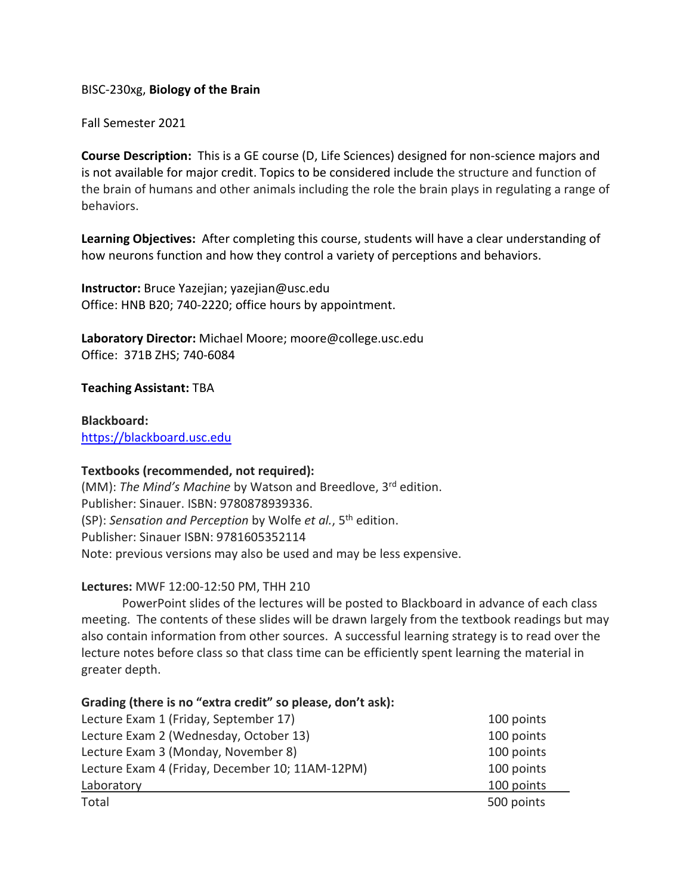BISC-230xg, **Biology of the Brain**

Fall Semester 2021

**Course Description:** This is a GE course (D, Life Sciences) designed for non-science majors and is not available for major credit. Topics to be considered include the structure and function of the brain of humans and other animals including the role the brain plays in regulating a range of behaviors.

**Learning Objectives:** After completing this course, students will have a clear understanding of how neurons function and how they control a variety of perceptions and behaviors.

**Instructor:** Bruce Yazejian; yazejian@usc.edu
Office: HNB B20; 740-2220; office hours by appointment.

**Laboratory Director:** Michael Moore; moore@college.usc.edu
Office: 371B ZHS; 740-6084

**Teaching Assistant:** TBA

**Blackboard:**
https://blackboard.usc.edu

**Textbooks (recommended, not required):**
(MM): *The Mind's Machine* by Watson and Breedlove, 3rd edition.
Publisher: Sinauer. ISBN: 9780878939336.
(SP): *Sensation and Perception* by Wolfe *et al.*, 5th edition.
Publisher: Sinauer ISBN: 9781605352114
Note: previous versions may also be used and may be less expensive.

**Lectures:** MWF 12:00-12:50 PM, THH 210

PowerPoint slides of the lectures will be posted to Blackboard in advance of each class meeting. The contents of these slides will be drawn largely from the textbook readings but may also contain information from other sources. A successful learning strategy is to read over the lecture notes before class so that class time can be efficiently spent learning the material in greater depth.

**Grading (there is no "extra credit" so please, don't ask):**

| | |
|---|---|
| Lecture Exam 1 (Friday, September 17) | 100 points |
| Lecture Exam 2 (Wednesday, October 13) | 100 points |
| Lecture Exam 3 (Monday, November 8) | 100 points |
| Lecture Exam 4 (Friday, December 10; 11AM-12PM) | 100 points |
| Laboratory | 100 points |
| Total | 500 points |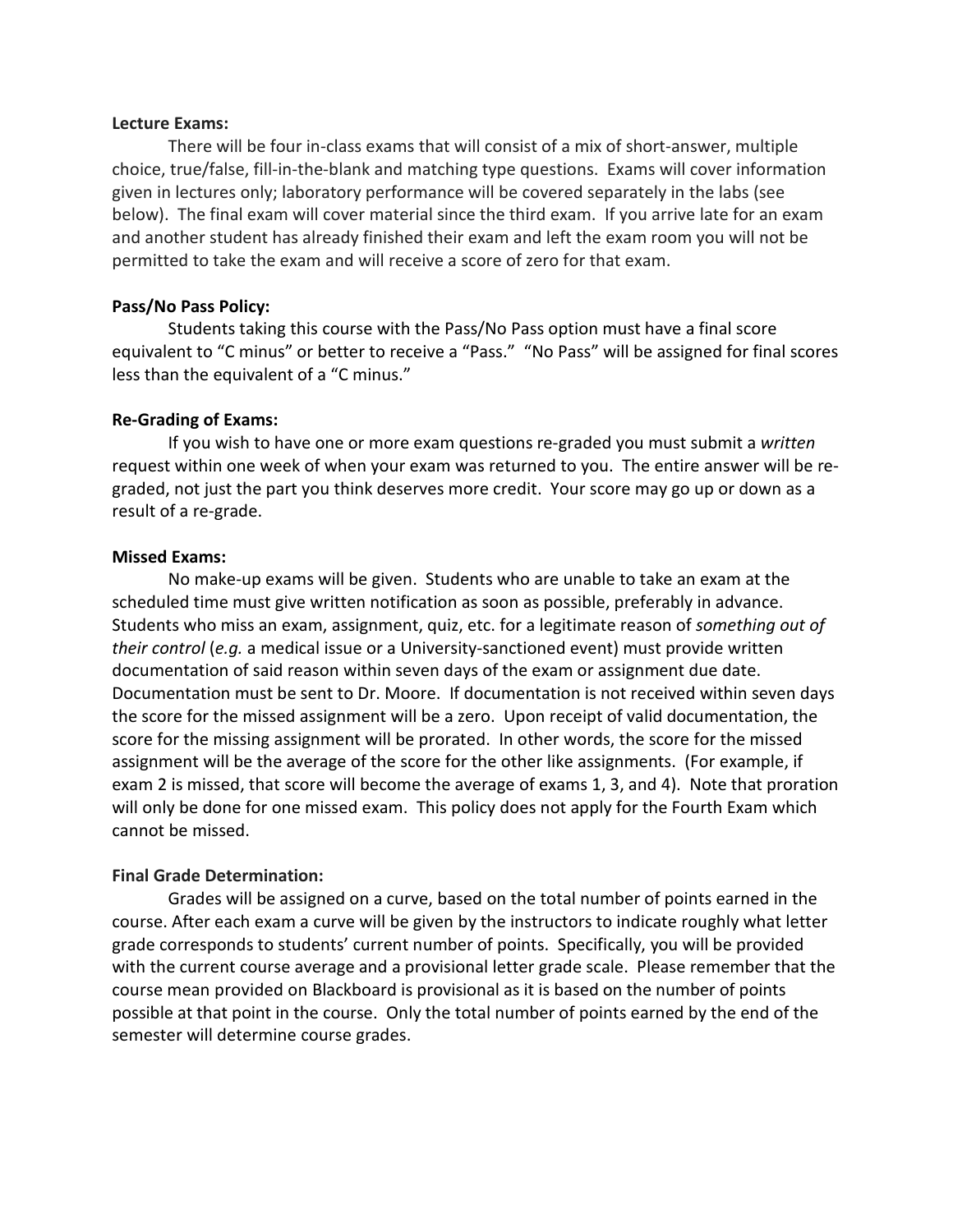**Lecture Exams:**

There will be four in-class exams that will consist of a mix of short-answer, multiple choice, true/false, fill-in-the-blank and matching type questions. Exams will cover information given in lectures only; laboratory performance will be covered separately in the labs (see below). The final exam will cover material since the third exam. If you arrive late for an exam and another student has already finished their exam and left the exam room you will not be permitted to take the exam and will receive a score of zero for that exam.

**Pass/No Pass Policy:**

Students taking this course with the Pass/No Pass option must have a final score equivalent to "C minus" or better to receive a "Pass." "No Pass" will be assigned for final scores less than the equivalent of a "C minus."

**Re-Grading of Exams:**

If you wish to have one or more exam questions re-graded you must submit a *written* request within one week of when your exam was returned to you. The entire answer will be re-graded, not just the part you think deserves more credit. Your score may go up or down as a result of a re-grade.

**Missed Exams:**

No make-up exams will be given. Students who are unable to take an exam at the scheduled time must give written notification as soon as possible, preferably in advance. Students who miss an exam, assignment, quiz, etc. for a legitimate reason of *something out of their control* (*e.g.* a medical issue or a University-sanctioned event) must provide written documentation of said reason within seven days of the exam or assignment due date. Documentation must be sent to Dr. Moore. If documentation is not received within seven days the score for the missed assignment will be a zero. Upon receipt of valid documentation, the score for the missing assignment will be prorated. In other words, the score for the missed assignment will be the average of the score for the other like assignments. (For example, if exam 2 is missed, that score will become the average of exams 1, 3, and 4). Note that proration will only be done for one missed exam. This policy does not apply for the Fourth Exam which cannot be missed.

**Final Grade Determination:**

Grades will be assigned on a curve, based on the total number of points earned in the course. After each exam a curve will be given by the instructors to indicate roughly what letter grade corresponds to students' current number of points. Specifically, you will be provided with the current course average and a provisional letter grade scale. Please remember that the course mean provided on Blackboard is provisional as it is based on the number of points possible at that point in the course. Only the total number of points earned by the end of the semester will determine course grades.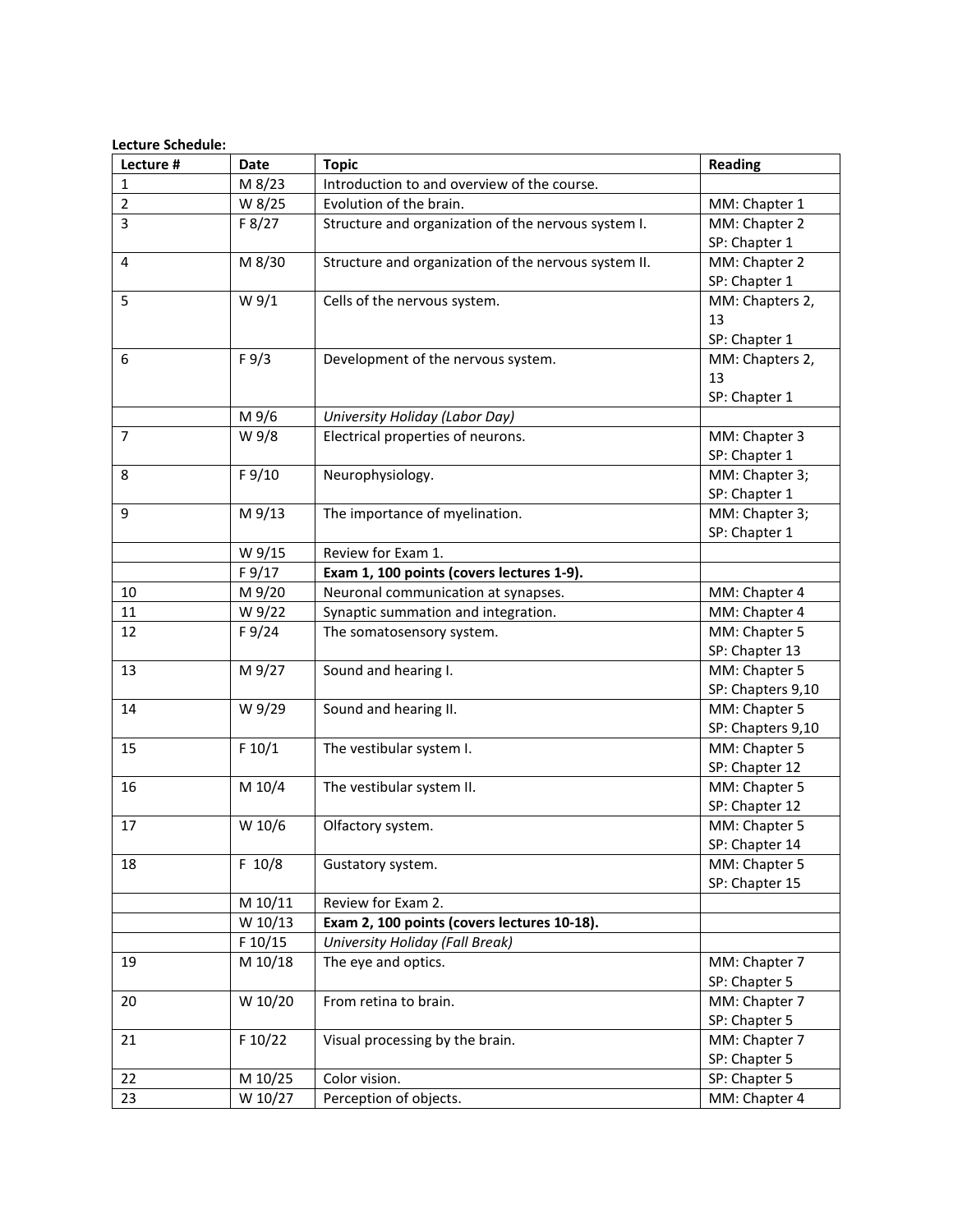**Lecture Schedule:**

| Lecture # | Date | Topic | Reading |
|---|---|---|---|
| 1 | M 8/23 | Introduction to and overview of the course. | |
| 2 | W 8/25 | Evolution of the brain. | MM: Chapter 1 |
| 3 | F 8/27 | Structure and organization of the nervous system I. | MM: Chapter 2<br>SP: Chapter 1 |
| 4 | M 8/30 | Structure and organization of the nervous system II. | MM: Chapter 2<br>SP: Chapter 1 |
| 5 | W 9/1 | Cells of the nervous system. | MM: Chapters 2, 13<br>SP: Chapter 1 |
| 6 | F 9/3 | Development of the nervous system. | MM: Chapters 2, 13<br>SP: Chapter 1 |
| | M 9/6 | *University Holiday (Labor Day)* | |
| 7 | W 9/8 | Electrical properties of neurons. | MM: Chapter 3<br>SP: Chapter 1 |
| 8 | F 9/10 | Neurophysiology. | MM: Chapter 3;<br>SP: Chapter 1 |
| 9 | M 9/13 | The importance of myelination. | MM: Chapter 3;<br>SP: Chapter 1 |
| | W 9/15 | Review for Exam 1. | |
| | F 9/17 | **Exam 1, 100 points (covers lectures 1-9).** | |
| 10 | M 9/20 | Neuronal communication at synapses. | MM: Chapter 4 |
| 11 | W 9/22 | Synaptic summation and integration. | MM: Chapter 4 |
| 12 | F 9/24 | The somatosensory system. | MM: Chapter 5<br>SP: Chapter 13 |
| 13 | M 9/27 | Sound and hearing I. | MM: Chapter 5<br>SP: Chapters 9,10 |
| 14 | W 9/29 | Sound and hearing II. | MM: Chapter 5<br>SP: Chapters 9,10 |
| 15 | F 10/1 | The vestibular system I. | MM: Chapter 5<br>SP: Chapter 12 |
| 16 | M 10/4 | The vestibular system II. | MM: Chapter 5<br>SP: Chapter 12 |
| 17 | W 10/6 | Olfactory system. | MM: Chapter 5<br>SP: Chapter 14 |
| 18 | F 10/8 | Gustatory system. | MM: Chapter 5<br>SP: Chapter 15 |
| | M 10/11 | Review for Exam 2. | |
| | W 10/13 | **Exam 2, 100 points (covers lectures 10-18).** | |
| | F 10/15 | *University Holiday (Fall Break)* | |
| 19 | M 10/18 | The eye and optics. | MM: Chapter 7<br>SP: Chapter 5 |
| 20 | W 10/20 | From retina to brain. | MM: Chapter 7<br>SP: Chapter 5 |
| 21 | F 10/22 | Visual processing by the brain. | MM: Chapter 7<br>SP: Chapter 5 |
| 22 | M 10/25 | Color vision. | SP: Chapter 5 |
| 23 | W 10/27 | Perception of objects. | MM: Chapter 4 |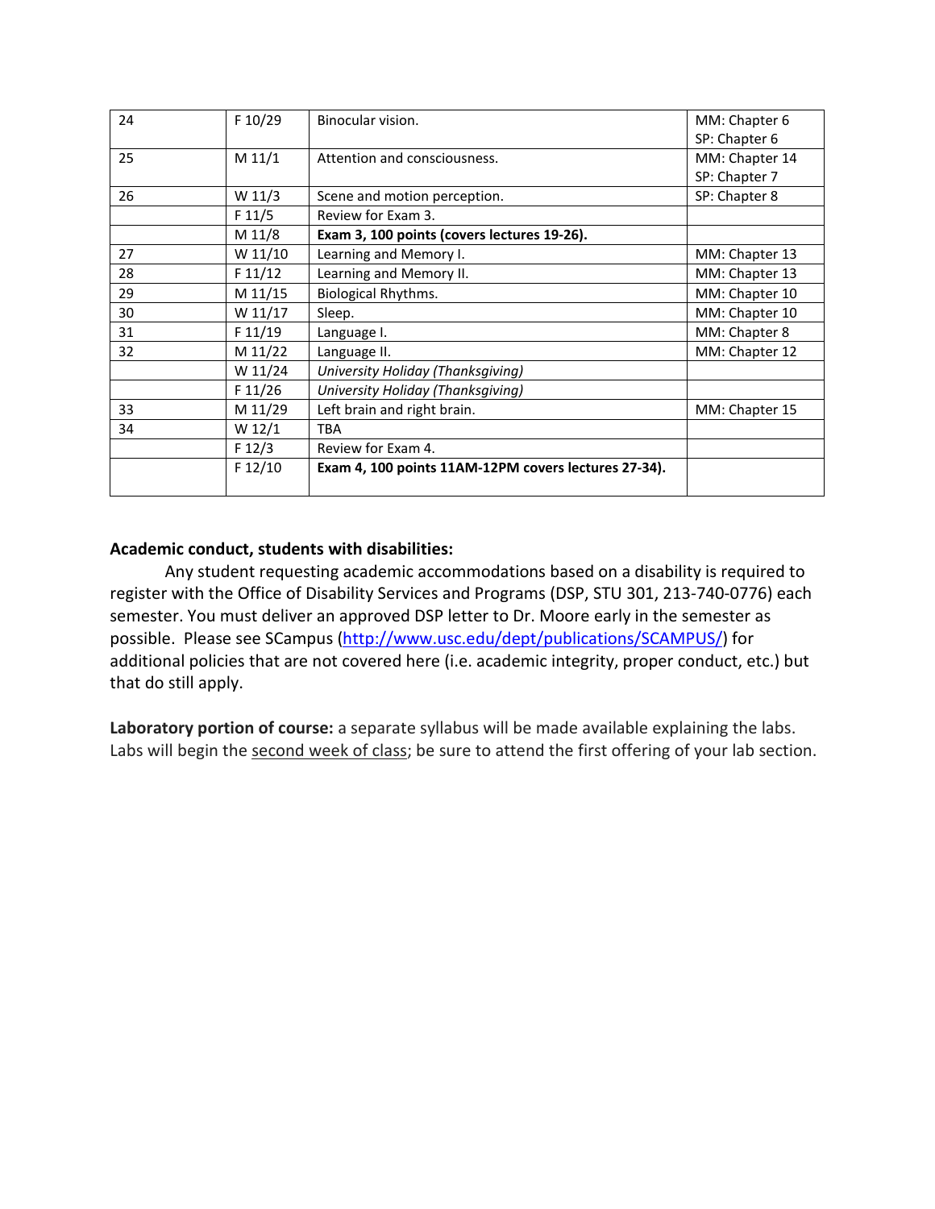| | | | |
|---|---|---|---|
| 24 | F 10/29 | Binocular vision. | MM: Chapter 6<br>SP: Chapter 6 |
| 25 | M 11/1 | Attention and consciousness. | MM: Chapter 14<br>SP: Chapter 7 |
| 26 | W 11/3 | Scene and motion perception. | SP: Chapter 8 |
| | F 11/5 | Review for Exam 3. | |
| | M 11/8 | **Exam 3, 100 points (covers lectures 19-26).** | |
| 27 | W 11/10 | Learning and Memory I. | MM: Chapter 13 |
| 28 | F 11/12 | Learning and Memory II. | MM: Chapter 13 |
| 29 | M 11/15 | Biological Rhythms. | MM: Chapter 10 |
| 30 | W 11/17 | Sleep. | MM: Chapter 10 |
| 31 | F 11/19 | Language I. | MM: Chapter 8 |
| 32 | M 11/22 | Language II. | MM: Chapter 12 |
| | W 11/24 | *University Holiday (Thanksgiving)* | |
| | F 11/26 | *University Holiday (Thanksgiving)* | |
| 33 | M 11/29 | Left brain and right brain. | MM: Chapter 15 |
| 34 | W 12/1 | TBA | |
| | F 12/3 | Review for Exam 4. | |
| | F 12/10 | **Exam 4, 100 points 11AM-12PM covers lectures 27-34).** | |

**Academic conduct, students with disabilities:**

Any student requesting academic accommodations based on a disability is required to register with the Office of Disability Services and Programs (DSP, STU 301, 213-740-0776) each semester. You must deliver an approved DSP letter to Dr. Moore early in the semester as possible. Please see SCampus (http://www.usc.edu/dept/publications/SCAMPUS/) for additional policies that are not covered here (i.e. academic integrity, proper conduct, etc.) but that do still apply.

**Laboratory portion of course:** a separate syllabus will be made available explaining the labs. Labs will begin the second week of class; be sure to attend the first offering of your lab section.